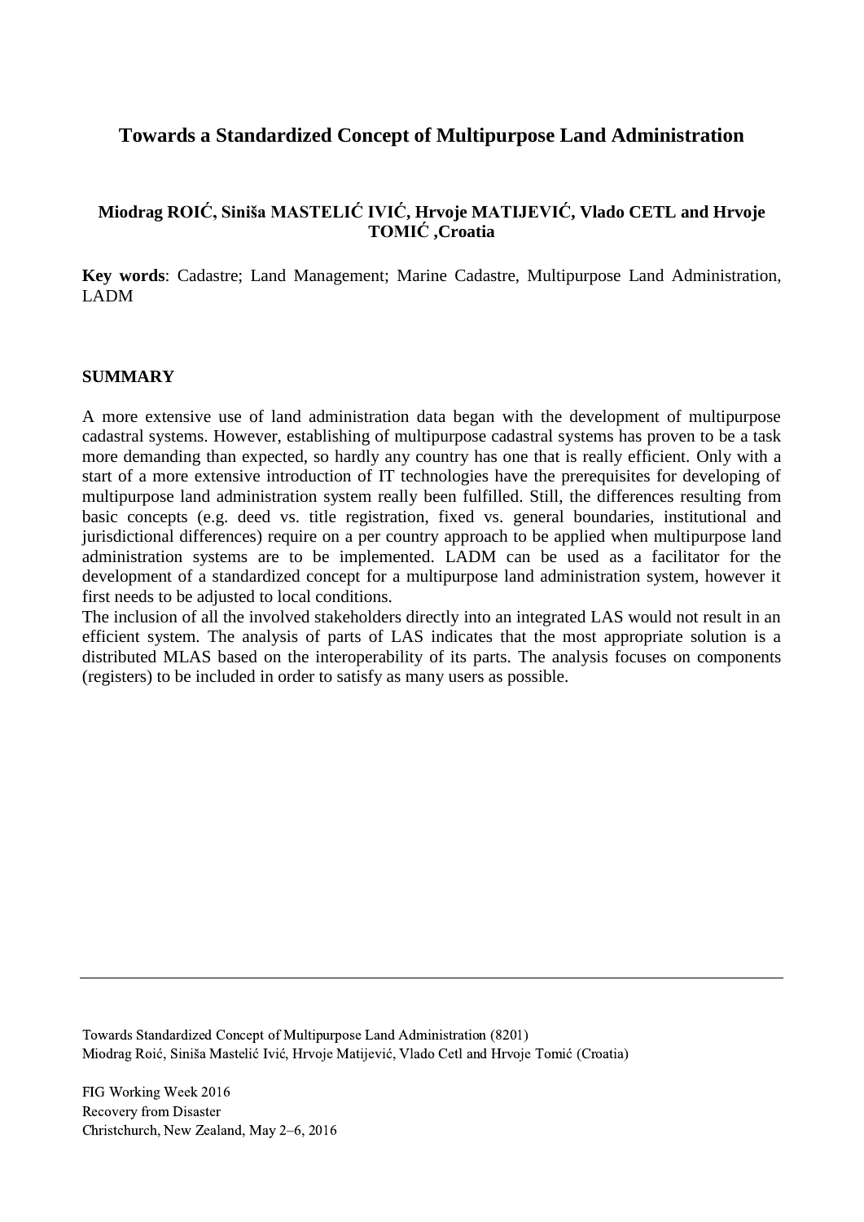# Towards a Standardized Concept of Multipurpose Land Administration

**Miodrag ROIĆ, Siniša MASTELIĆ IVIĆ, Hrvoje MATIJEVIĆ, Vlado CETL and Hrvoje TOMIĆ ,Croatia**

**Key words**: Cadastre; Land Management; Marine Cadastre, Multipurpose Land Administration, LADM

## SUMMARY

A more extensive use of land administration data began with the development of multipurpose cadastral systems. However, establishing of multipurpose cadastral systems has proven to be a task more demanding than expected, so hardly any country has one that is really efficient. Only with a start of a more extensive introduction of IT technologies have the prerequisites for developing of multipurpose land administration system really been fulfilled. Still, the differences resulting from basic concepts (e.g. deed vs. title registration, fixed vs. general boundaries, institutional and jurisdictional differences) require on a per country approach to be applied when multipurpose land administration systems are to be implemented. LADM can be used as a facilitator for the development of a standardized concept for a multipurpose land administration system, however it first needs to be adjusted to local conditions.

The inclusion of all the involved stakeholders directly into an integrated LAS would not result in an efficient system. The analysis of parts of LAS indicates that the most appropriate solution is a distributed MLAS based on the interoperability of its parts. The analysis focuses on components (registers) to be included in order to satisfy as many users as possible.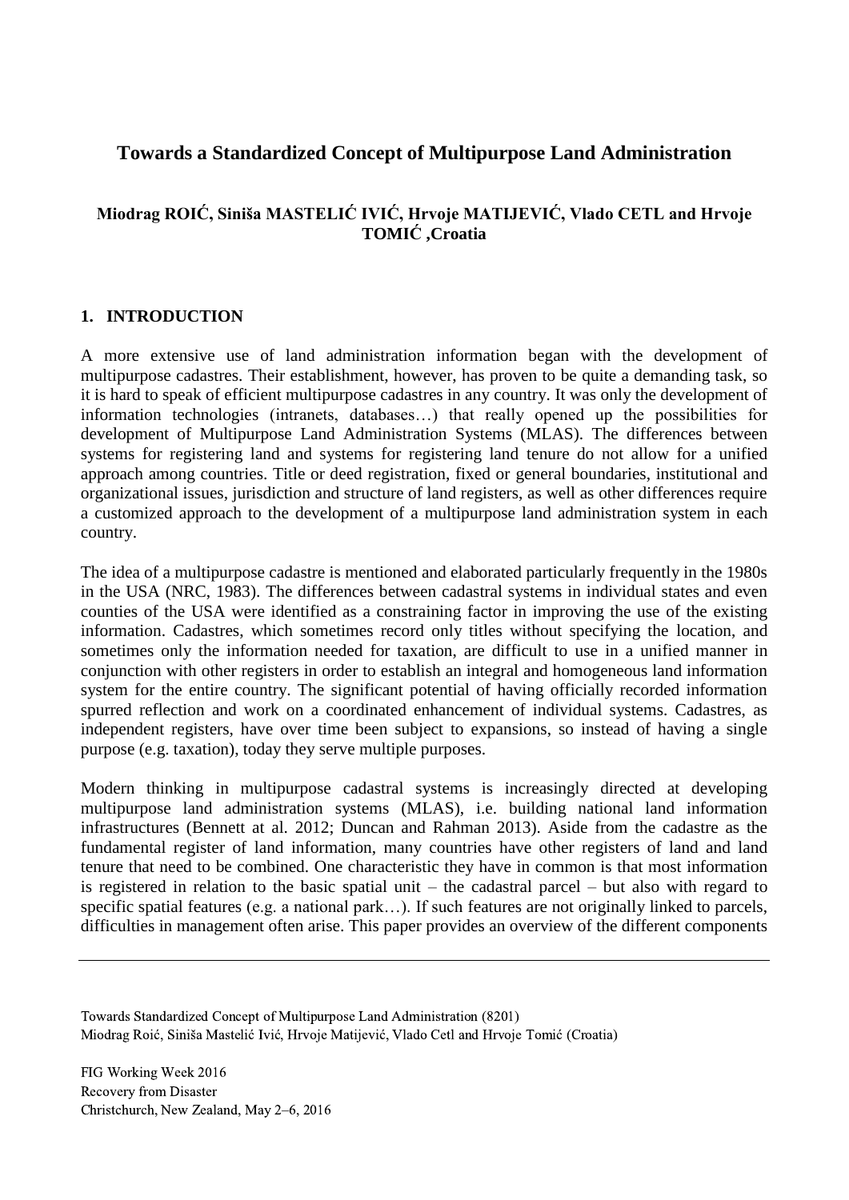# Towards a Standardized Concept of Multipurpose Land Administration

**Miodrag ROIĆ, Siniša MASTELIĆ IVIĆ, Hrvoje MATIJEVIĆ, Vlado CETL and Hrvoje TOMIĆ ,Croatia**

## 1. INTRODUCTION

A more extensive use of land administration information began with the development of multipurpose cadastres. Their establishment, however, has proven to be quite a demanding task, so it is hard to speak of efficient multipurpose cadastres in any country. It was only the development of information technologies (intranets, databases…) that really opened up the possibilities for development of Multipurpose Land Administration Systems (MLAS). The differences between systems for registering land and systems for registering land tenure do not allow for a unified approach among countries. Title or deed registration, fixed or general boundaries, institutional and organizational issues, jurisdiction and structure of land registers, as well as other differences require a customized approach to the development of a multipurpose land administration system in each country.

The idea of a multipurpose cadastre is mentioned and elaborated particularly frequently in the 1980s in the USA (NRC, 1983). The differences between cadastral systems in individual states and even counties of the USA were identified as a constraining factor in improving the use of the existing information. Cadastres, which sometimes record only titles without specifying the location, and sometimes only the information needed for taxation, are difficult to use in a unified manner in conjunction with other registers in order to establish an integral and homogeneous land information system for the entire country. The significant potential of having officially recorded information spurred reflection and work on a coordinated enhancement of individual systems. Cadastres, as independent registers, have over time been subject to expansions, so instead of having a single purpose (e.g. taxation), today they serve multiple purposes.

Modern thinking in multipurpose cadastral systems is increasingly directed at developing multipurpose land administration systems (MLAS), i.e. building national land information infrastructures (Bennett at al. 2012; Duncan and Rahman 2013). Aside from the cadastre as the fundamental register of land information, many countries have other registers of land and land tenure that need to be combined. One characteristic they have in common is that most information is registered in relation to the basic spatial unit – the cadastral parcel – but also with regard to specific spatial features (e.g. a national park…). If such features are not originally linked to parcels, difficulties in management often arise. This paper provides an overview of the different components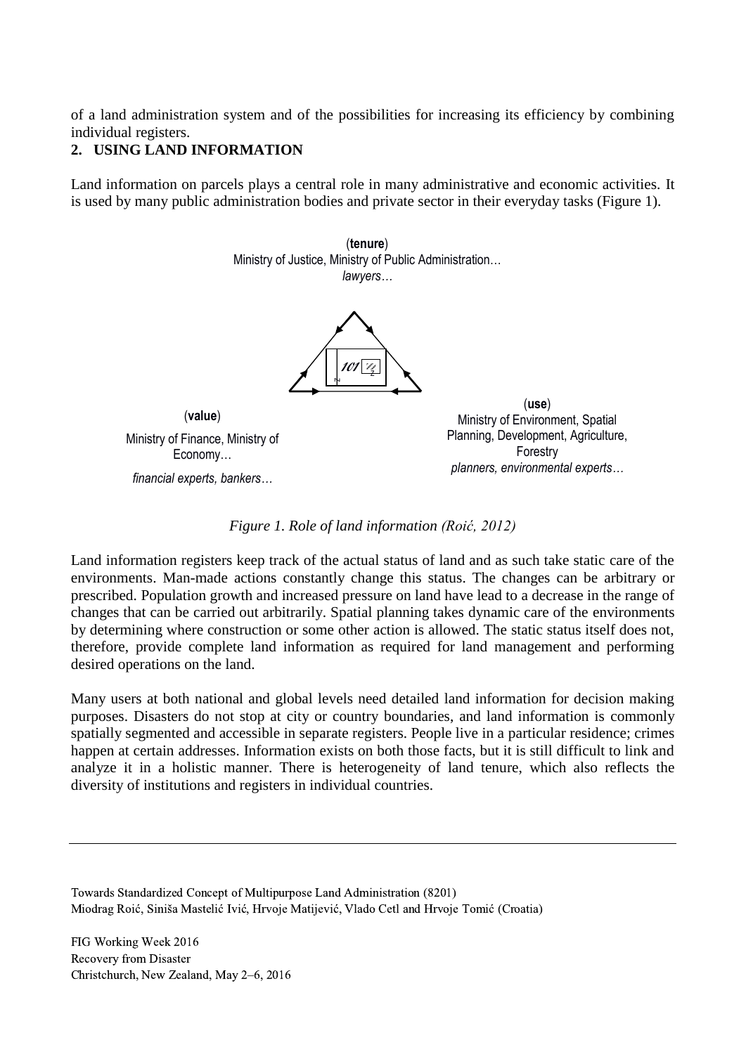of a land administration system and of the possibilities for increasing its efficiency by combining individual registers.

## 2. USING LAND INFORMATION

Land information on parcels plays a central role in many administrative and economic activities. It is used by many public administration bodies and private sector in their everyday tasks (Figure 1).

(**tenure**)
Ministry of Justice, Ministry of Public Administration…
*lawyers…*

(**value**)
Ministry of Finance, Ministry of Economy…
*financial experts, bankers…*

(**use**)
Ministry of Environment, Spatial Planning, Development, Agriculture, Forestry
*planners, environmental experts…*

*Figure 1. Role of land information (Roić, 2012)*

Land information registers keep track of the actual status of land and as such take static care of the environments. Man-made actions constantly change this status. The changes can be arbitrary or prescribed. Population growth and increased pressure on land have lead to a decrease in the range of changes that can be carried out arbitrarily. Spatial planning takes dynamic care of the environments by determining where construction or some other action is allowed. The static status itself does not, therefore, provide complete land information as required for land management and performing desired operations on the land.

Many users at both national and global levels need detailed land information for decision making purposes. Disasters do not stop at city or country boundaries, and land information is commonly spatially segmented and accessible in separate registers. People live in a particular residence; crimes happen at certain addresses. Information exists on both those facts, but it is still difficult to link and analyze it in a holistic manner. There is heterogeneity of land tenure, which also reflects the diversity of institutions and registers in individual countries.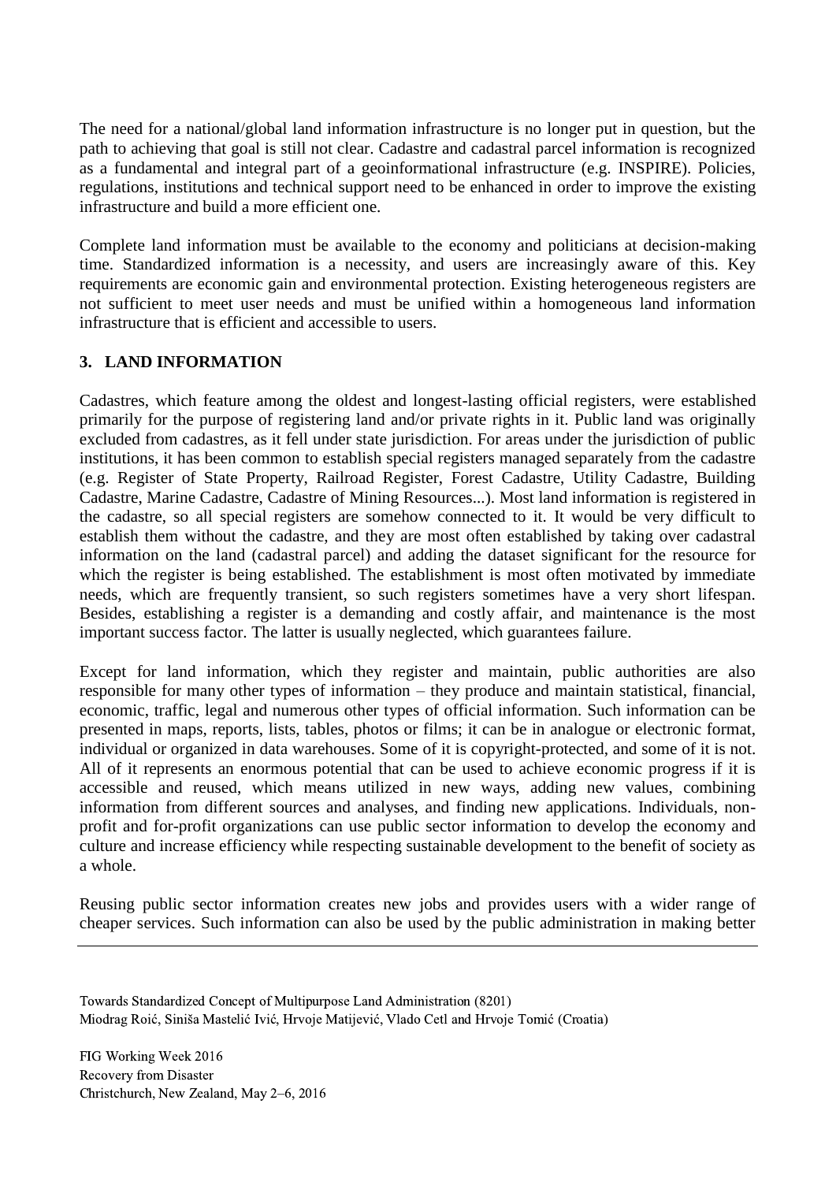The need for a national/global land information infrastructure is no longer put in question, but the path to achieving that goal is still not clear. Cadastre and cadastral parcel information is recognized as a fundamental and integral part of a geoinformational infrastructure (e.g. INSPIRE). Policies, regulations, institutions and technical support need to be enhanced in order to improve the existing infrastructure and build a more efficient one.

Complete land information must be available to the economy and politicians at decision-making time. Standardized information is a necessity, and users are increasingly aware of this. Key requirements are economic gain and environmental protection. Existing heterogeneous registers are not sufficient to meet user needs and must be unified within a homogeneous land information infrastructure that is efficient and accessible to users.

## 3. LAND INFORMATION

Cadastres, which feature among the oldest and longest-lasting official registers, were established primarily for the purpose of registering land and/or private rights in it. Public land was originally excluded from cadastres, as it fell under state jurisdiction. For areas under the jurisdiction of public institutions, it has been common to establish special registers managed separately from the cadastre (e.g. Register of State Property, Railroad Register, Forest Cadastre, Utility Cadastre, Building Cadastre, Marine Cadastre, Cadastre of Mining Resources...). Most land information is registered in the cadastre, so all special registers are somehow connected to it. It would be very difficult to establish them without the cadastre, and they are most often established by taking over cadastral information on the land (cadastral parcel) and adding the dataset significant for the resource for which the register is being established. The establishment is most often motivated by immediate needs, which are frequently transient, so such registers sometimes have a very short lifespan. Besides, establishing a register is a demanding and costly affair, and maintenance is the most important success factor. The latter is usually neglected, which guarantees failure.

Except for land information, which they register and maintain, public authorities are also responsible for many other types of information – they produce and maintain statistical, financial, economic, traffic, legal and numerous other types of official information. Such information can be presented in maps, reports, lists, tables, photos or films; it can be in analogue or electronic format, individual or organized in data warehouses. Some of it is copyright-protected, and some of it is not. All of it represents an enormous potential that can be used to achieve economic progress if it is accessible and reused, which means utilized in new ways, adding new values, combining information from different sources and analyses, and finding new applications. Individuals, non-profit and for-profit organizations can use public sector information to develop the economy and culture and increase efficiency while respecting sustainable development to the benefit of society as a whole.

Reusing public sector information creates new jobs and provides users with a wider range of cheaper services. Such information can also be used by the public administration in making better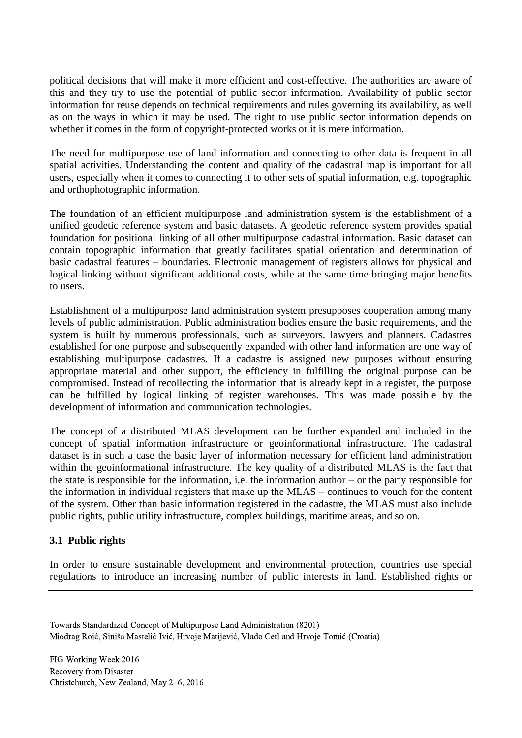political decisions that will make it more efficient and cost-effective. The authorities are aware of this and they try to use the potential of public sector information. Availability of public sector information for reuse depends on technical requirements and rules governing its availability, as well as on the ways in which it may be used. The right to use public sector information depends on whether it comes in the form of copyright-protected works or it is mere information.

The need for multipurpose use of land information and connecting to other data is frequent in all spatial activities. Understanding the content and quality of the cadastral map is important for all users, especially when it comes to connecting it to other sets of spatial information, e.g. topographic and orthophotographic information.

The foundation of an efficient multipurpose land administration system is the establishment of a unified geodetic reference system and basic datasets. A geodetic reference system provides spatial foundation for positional linking of all other multipurpose cadastral information. Basic dataset can contain topographic information that greatly facilitates spatial orientation and determination of basic cadastral features – boundaries. Electronic management of registers allows for physical and logical linking without significant additional costs, while at the same time bringing major benefits to users.

Establishment of a multipurpose land administration system presupposes cooperation among many levels of public administration. Public administration bodies ensure the basic requirements, and the system is built by numerous professionals, such as surveyors, lawyers and planners. Cadastres established for one purpose and subsequently expanded with other land information are one way of establishing multipurpose cadastres. If a cadastre is assigned new purposes without ensuring appropriate material and other support, the efficiency in fulfilling the original purpose can be compromised. Instead of recollecting the information that is already kept in a register, the purpose can be fulfilled by logical linking of register warehouses. This was made possible by the development of information and communication technologies.

The concept of a distributed MLAS development can be further expanded and included in the concept of spatial information infrastructure or geoinformational infrastructure. The cadastral dataset is in such a case the basic layer of information necessary for efficient land administration within the geoinformational infrastructure. The key quality of a distributed MLAS is the fact that the state is responsible for the information, i.e. the information author – or the party responsible for the information in individual registers that make up the MLAS – continues to vouch for the content of the system. Other than basic information registered in the cadastre, the MLAS must also include public rights, public utility infrastructure, complex buildings, maritime areas, and so on.

### 3.1 Public rights

In order to ensure sustainable development and environmental protection, countries use special regulations to introduce an increasing number of public interests in land. Established rights or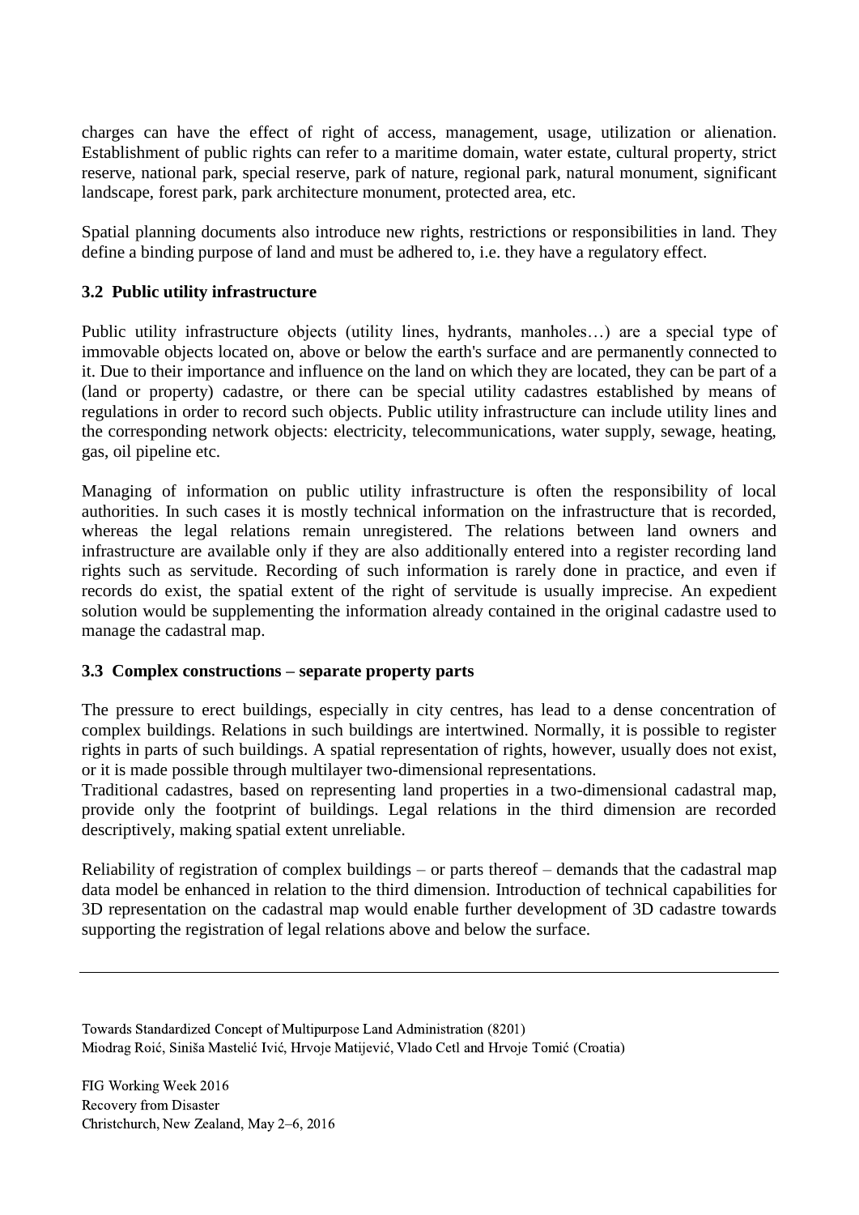charges can have the effect of right of access, management, usage, utilization or alienation. Establishment of public rights can refer to a maritime domain, water estate, cultural property, strict reserve, national park, special reserve, park of nature, regional park, natural monument, significant landscape, forest park, park architecture monument, protected area, etc.

Spatial planning documents also introduce new rights, restrictions or responsibilities in land. They define a binding purpose of land and must be adhered to, i.e. they have a regulatory effect.

### 3.2 Public utility infrastructure

Public utility infrastructure objects (utility lines, hydrants, manholes…) are a special type of immovable objects located on, above or below the earth's surface and are permanently connected to it. Due to their importance and influence on the land on which they are located, they can be part of a (land or property) cadastre, or there can be special utility cadastres established by means of regulations in order to record such objects. Public utility infrastructure can include utility lines and the corresponding network objects: electricity, telecommunications, water supply, sewage, heating, gas, oil pipeline etc.

Managing of information on public utility infrastructure is often the responsibility of local authorities. In such cases it is mostly technical information on the infrastructure that is recorded, whereas the legal relations remain unregistered. The relations between land owners and infrastructure are available only if they are also additionally entered into a register recording land rights such as servitude. Recording of such information is rarely done in practice, and even if records do exist, the spatial extent of the right of servitude is usually imprecise. An expedient solution would be supplementing the information already contained in the original cadastre used to manage the cadastral map.

### 3.3 Complex constructions – separate property parts

The pressure to erect buildings, especially in city centres, has lead to a dense concentration of complex buildings. Relations in such buildings are intertwined. Normally, it is possible to register rights in parts of such buildings. A spatial representation of rights, however, usually does not exist, or it is made possible through multilayer two-dimensional representations.

Traditional cadastres, based on representing land properties in a two-dimensional cadastral map, provide only the footprint of buildings. Legal relations in the third dimension are recorded descriptively, making spatial extent unreliable.

Reliability of registration of complex buildings – or parts thereof – demands that the cadastral map data model be enhanced in relation to the third dimension. Introduction of technical capabilities for 3D representation on the cadastral map would enable further development of 3D cadastre towards supporting the registration of legal relations above and below the surface.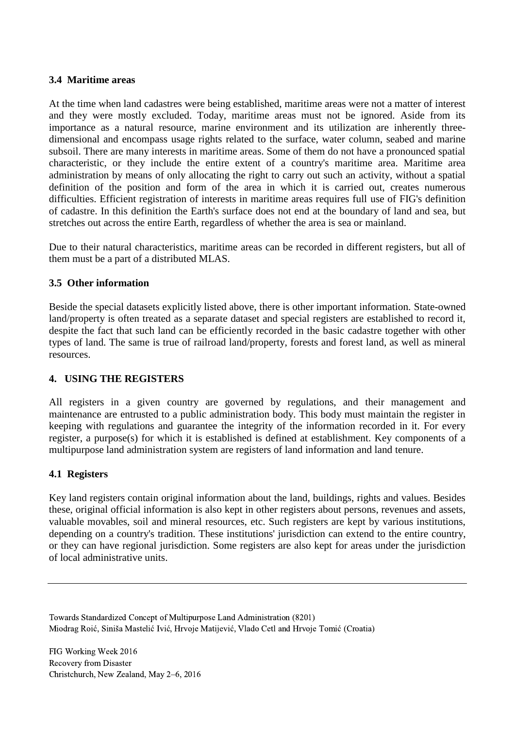### 3.4 Maritime areas

At the time when land cadastres were being established, maritime areas were not a matter of interest and they were mostly excluded. Today, maritime areas must not be ignored. Aside from its importance as a natural resource, marine environment and its utilization are inherently three-dimensional and encompass usage rights related to the surface, water column, seabed and marine subsoil. There are many interests in maritime areas. Some of them do not have a pronounced spatial characteristic, or they include the entire extent of a country's maritime area. Maritime area administration by means of only allocating the right to carry out such an activity, without a spatial definition of the position and form of the area in which it is carried out, creates numerous difficulties. Efficient registration of interests in maritime areas requires full use of FIG's definition of cadastre. In this definition the Earth's surface does not end at the boundary of land and sea, but stretches out across the entire Earth, regardless of whether the area is sea or mainland.

Due to their natural characteristics, maritime areas can be recorded in different registers, but all of them must be a part of a distributed MLAS.

### 3.5 Other information

Beside the special datasets explicitly listed above, there is other important information. State-owned land/property is often treated as a separate dataset and special registers are established to record it, despite the fact that such land can be efficiently recorded in the basic cadastre together with other types of land. The same is true of railroad land/property, forests and forest land, as well as mineral resources.

## 4. USING THE REGISTERS

All registers in a given country are governed by regulations, and their management and maintenance are entrusted to a public administration body. This body must maintain the register in keeping with regulations and guarantee the integrity of the information recorded in it. For every register, a purpose(s) for which it is established is defined at establishment. Key components of a multipurpose land administration system are registers of land information and land tenure.

### 4.1 Registers

Key land registers contain original information about the land, buildings, rights and values. Besides these, original official information is also kept in other registers about persons, revenues and assets, valuable movables, soil and mineral resources, etc. Such registers are kept by various institutions, depending on a country's tradition. These institutions' jurisdiction can extend to the entire country, or they can have regional jurisdiction. Some registers are also kept for areas under the jurisdiction of local administrative units.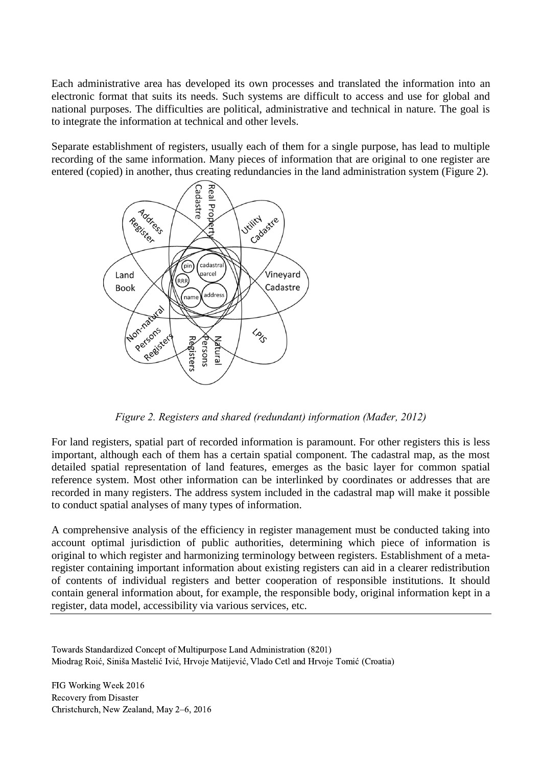Each administrative area has developed its own processes and translated the information into an electronic format that suits its needs. Such systems are difficult to access and use for global and national purposes. The difficulties are political, administrative and technical in nature. The goal is to integrate the information at technical and other levels.

Separate establishment of registers, usually each of them for a single purpose, has lead to multiple recording of the same information. Many pieces of information that are original to one register are entered (copied) in another, thus creating redundancies in the land administration system (Figure 2).

*Figure 2. Registers and shared (redundant) information (Mađer, 2012)*

For land registers, spatial part of recorded information is paramount. For other registers this is less important, although each of them has a certain spatial component. The cadastral map, as the most detailed spatial representation of land features, emerges as the basic layer for common spatial reference system. Most other information can be interlinked by coordinates or addresses that are recorded in many registers. The address system included in the cadastral map will make it possible to conduct spatial analyses of many types of information.

A comprehensive analysis of the efficiency in register management must be conducted taking into account optimal jurisdiction of public authorities, determining which piece of information is original to which register and harmonizing terminology between registers. Establishment of a meta-register containing important information about existing registers can aid in a clearer redistribution of contents of individual registers and better cooperation of responsible institutions. It should contain general information about, for example, the responsible body, original information kept in a register, data model, accessibility via various services, etc.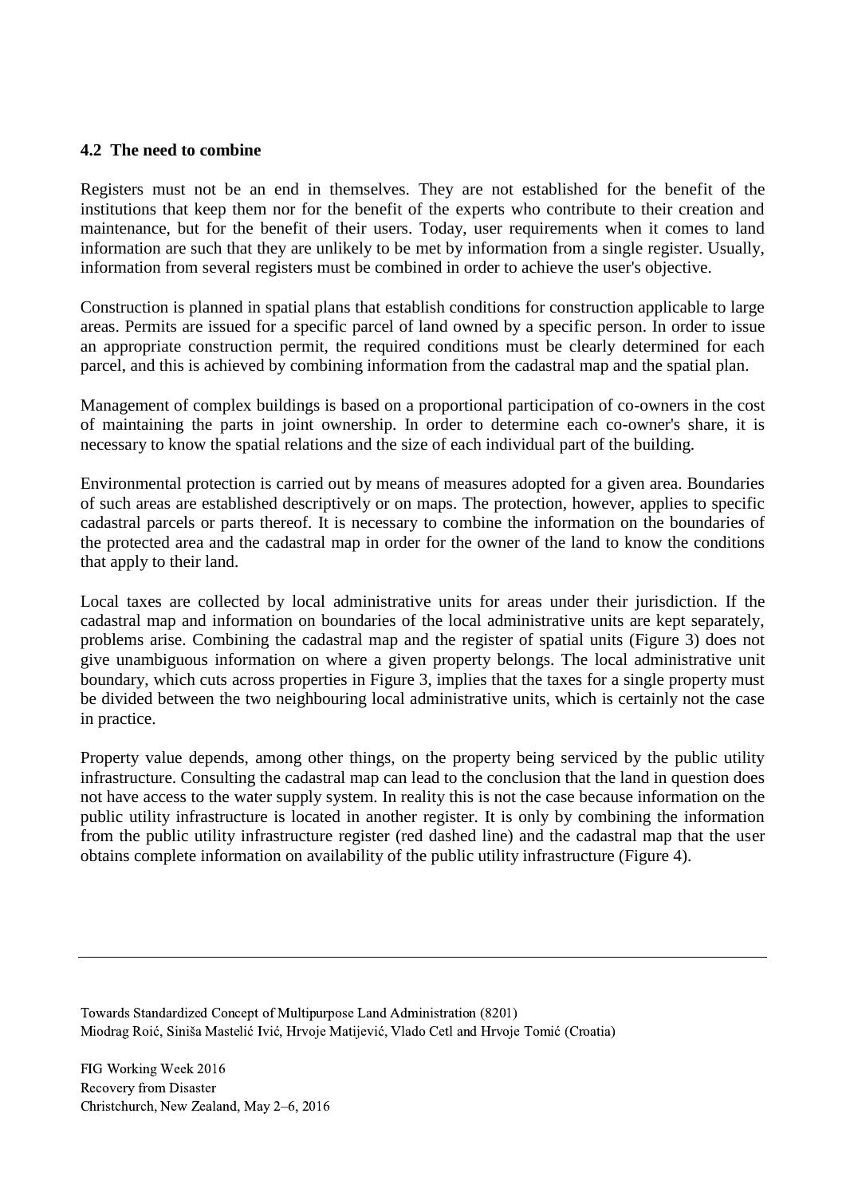### 4.2 The need to combine

Registers must not be an end in themselves. They are not established for the benefit of the institutions that keep them nor for the benefit of the experts who contribute to their creation and maintenance, but for the benefit of their users. Today, user requirements when it comes to land information are such that they are unlikely to be met by information from a single register. Usually, information from several registers must be combined in order to achieve the user's objective.

Construction is planned in spatial plans that establish conditions for construction applicable to large areas. Permits are issued for a specific parcel of land owned by a specific person. In order to issue an appropriate construction permit, the required conditions must be clearly determined for each parcel, and this is achieved by combining information from the cadastral map and the spatial plan.

Management of complex buildings is based on a proportional participation of co-owners in the cost of maintaining the parts in joint ownership. In order to determine each co-owner's share, it is necessary to know the spatial relations and the size of each individual part of the building.

Environmental protection is carried out by means of measures adopted for a given area. Boundaries of such areas are established descriptively or on maps. The protection, however, applies to specific cadastral parcels or parts thereof. It is necessary to combine the information on the boundaries of the protected area and the cadastral map in order for the owner of the land to know the conditions that apply to their land.

Local taxes are collected by local administrative units for areas under their jurisdiction. If the cadastral map and information on boundaries of the local administrative units are kept separately, problems arise. Combining the cadastral map and the register of spatial units (Figure 3) does not give unambiguous information on where a given property belongs. The local administrative unit boundary, which cuts across properties in Figure 3, implies that the taxes for a single property must be divided between the two neighbouring local administrative units, which is certainly not the case in practice.

Property value depends, among other things, on the property being serviced by the public utility infrastructure. Consulting the cadastral map can lead to the conclusion that the land in question does not have access to the water supply system. In reality this is not the case because information on the public utility infrastructure is located in another register. It is only by combining the information from the public utility infrastructure register (red dashed line) and the cadastral map that the user obtains complete information on availability of the public utility infrastructure (Figure 4).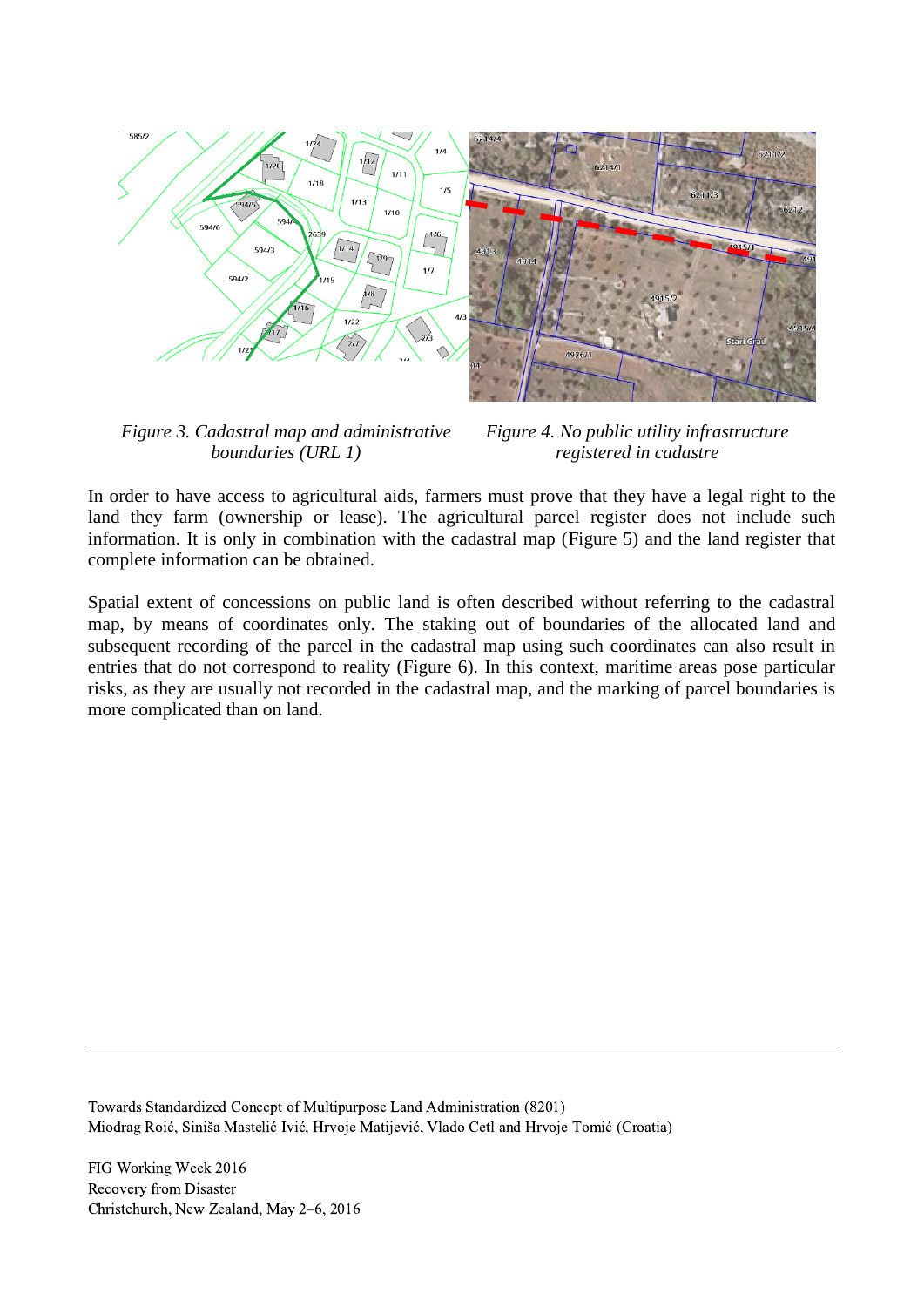*Figure 3. Cadastral map and administrative boundaries (URL 1)*

*Figure 4. No public utility infrastructure registered in cadastre*

In order to have access to agricultural aids, farmers must prove that they have a legal right to the land they farm (ownership or lease). The agricultural parcel register does not include such information. It is only in combination with the cadastral map (Figure 5) and the land register that complete information can be obtained.

Spatial extent of concessions on public land is often described without referring to the cadastral map, by means of coordinates only. The staking out of boundaries of the allocated land and subsequent recording of the parcel in the cadastral map using such coordinates can also result in entries that do not correspond to reality (Figure 6). In this context, maritime areas pose particular risks, as they are usually not recorded in the cadastral map, and the marking of parcel boundaries is more complicated than on land.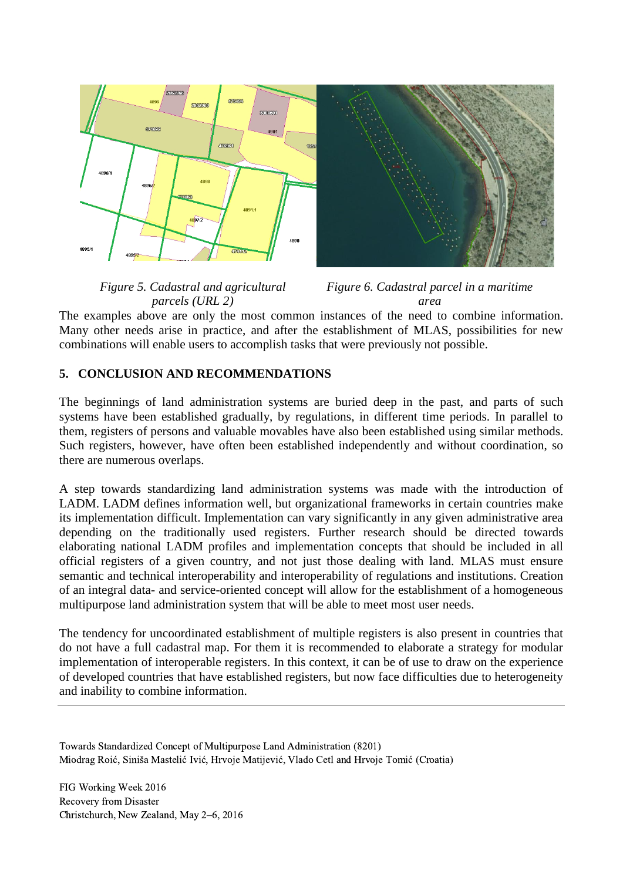*Figure 5. Cadastral and agricultural parcels (URL 2)*

*Figure 6. Cadastral parcel in a maritime area*

The examples above are only the most common instances of the need to combine information. Many other needs arise in practice, and after the establishment of MLAS, possibilities for new combinations will enable users to accomplish tasks that were previously not possible.

## 5. CONCLUSION AND RECOMMENDATIONS

The beginnings of land administration systems are buried deep in the past, and parts of such systems have been established gradually, by regulations, in different time periods. In parallel to them, registers of persons and valuable movables have also been established using similar methods. Such registers, however, have often been established independently and without coordination, so there are numerous overlaps.

A step towards standardizing land administration systems was made with the introduction of LADM. LADM defines information well, but organizational frameworks in certain countries make its implementation difficult. Implementation can vary significantly in any given administrative area depending on the traditionally used registers. Further research should be directed towards elaborating national LADM profiles and implementation concepts that should be included in all official registers of a given country, and not just those dealing with land. MLAS must ensure semantic and technical interoperability and interoperability of regulations and institutions. Creation of an integral data- and service-oriented concept will allow for the establishment of a homogeneous multipurpose land administration system that will be able to meet most user needs.

The tendency for uncoordinated establishment of multiple registers is also present in countries that do not have a full cadastral map. For them it is recommended to elaborate a strategy for modular implementation of interoperable registers. In this context, it can be of use to draw on the experience of developed countries that have established registers, but now face difficulties due to heterogeneity and inability to combine information.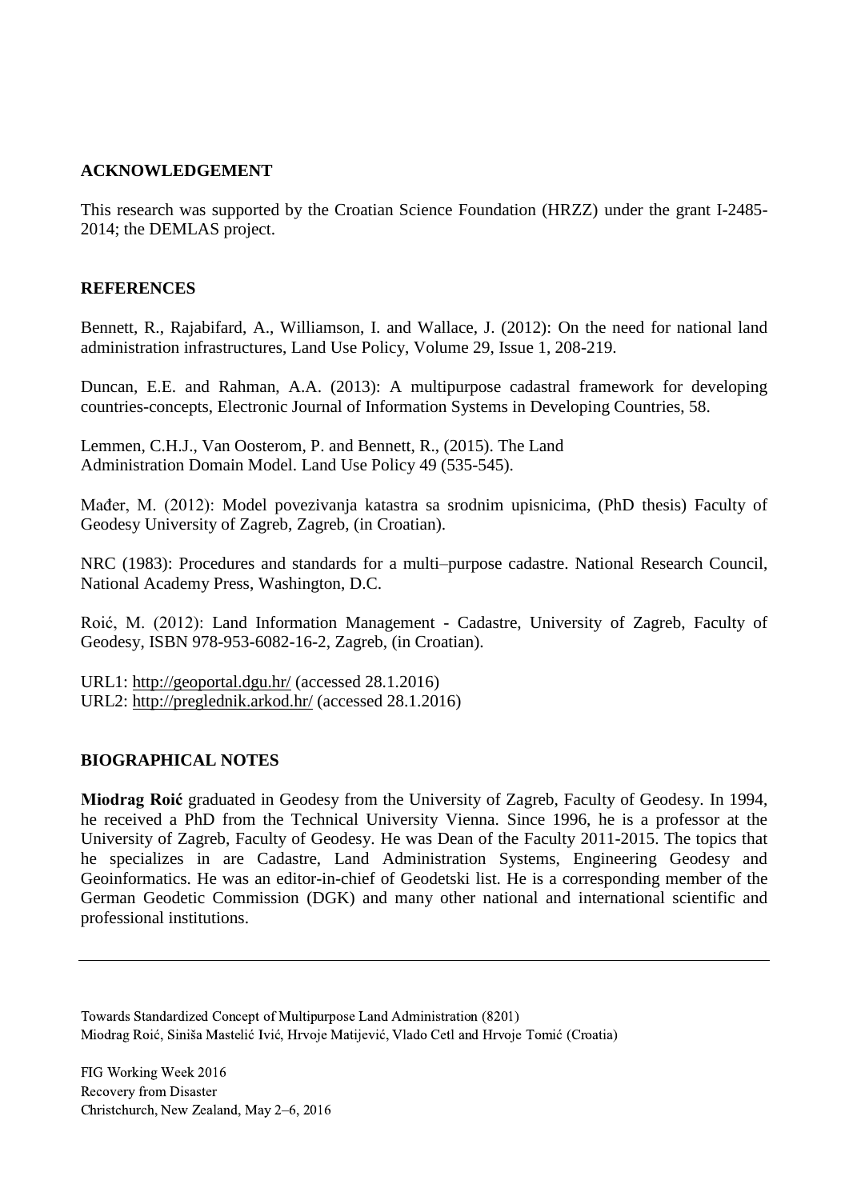## ACKNOWLEDGEMENT

This research was supported by the Croatian Science Foundation (HRZZ) under the grant I-2485-2014; the DEMLAS project.

## REFERENCES

Bennett, R., Rajabifard, A., Williamson, I. and Wallace, J. (2012): On the need for national land administration infrastructures, Land Use Policy, Volume 29, Issue 1, 208-219.

Duncan, E.E. and Rahman, A.A. (2013): A multipurpose cadastral framework for developing countries-concepts, Electronic Journal of Information Systems in Developing Countries, 58.

Lemmen, C.H.J., Van Oosterom, P. and Bennett, R., (2015). The Land Administration Domain Model. Land Use Policy 49 (535-545).

Mađer, M. (2012): Model povezivanja katastra sa srodnim upisnicima, (PhD thesis) Faculty of Geodesy University of Zagreb, Zagreb, (in Croatian).

NRC (1983): Procedures and standards for a multi–purpose cadastre. National Research Council, National Academy Press, Washington, D.C.

Roić, M. (2012): Land Information Management - Cadastre, University of Zagreb, Faculty of Geodesy, ISBN 978-953-6082-16-2, Zagreb, (in Croatian).

URL1: http://geoportal.dgu.hr/ (accessed 28.1.2016)
URL2: http://preglednik.arkod.hr/ (accessed 28.1.2016)

## BIOGRAPHICAL NOTES

**Miodrag Roić** graduated in Geodesy from the University of Zagreb, Faculty of Geodesy. In 1994, he received a PhD from the Technical University Vienna. Since 1996, he is a professor at the University of Zagreb, Faculty of Geodesy. He was Dean of the Faculty 2011-2015. The topics that he specializes in are Cadastre, Land Administration Systems, Engineering Geodesy and Geoinformatics. He was an editor-in-chief of Geodetski list. He is a corresponding member of the German Geodetic Commission (DGK) and many other national and international scientific and professional institutions.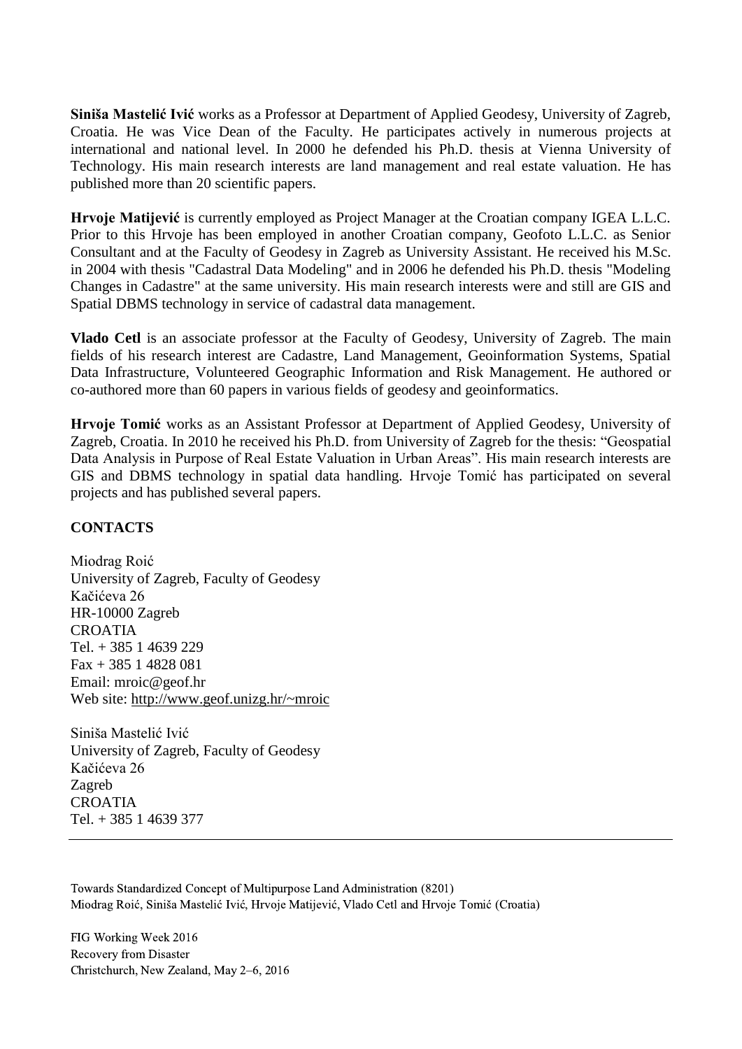**Siniša Mastelić Ivić** works as a Professor at Department of Applied Geodesy, University of Zagreb, Croatia. He was Vice Dean of the Faculty. He participates actively in numerous projects at international and national level. In 2000 he defended his Ph.D. thesis at Vienna University of Technology. His main research interests are land management and real estate valuation. He has published more than 20 scientific papers.

**Hrvoje Matijević** is currently employed as Project Manager at the Croatian company IGEA L.L.C. Prior to this Hrvoje has been employed in another Croatian company, Geofoto L.L.C. as Senior Consultant and at the Faculty of Geodesy in Zagreb as University Assistant. He received his M.Sc. in 2004 with thesis "Cadastral Data Modeling" and in 2006 he defended his Ph.D. thesis "Modeling Changes in Cadastre" at the same university. His main research interests were and still are GIS and Spatial DBMS technology in service of cadastral data management.

**Vlado Cetl** is an associate professor at the Faculty of Geodesy, University of Zagreb. The main fields of his research interest are Cadastre, Land Management, Geoinformation Systems, Spatial Data Infrastructure, Volunteered Geographic Information and Risk Management. He authored or co-authored more than 60 papers in various fields of geodesy and geoinformatics.

**Hrvoje Tomić** works as an Assistant Professor at Department of Applied Geodesy, University of Zagreb, Croatia. In 2010 he received his Ph.D. from University of Zagreb for the thesis: "Geospatial Data Analysis in Purpose of Real Estate Valuation in Urban Areas". His main research interests are GIS and DBMS technology in spatial data handling. Hrvoje Tomić has participated on several projects and has published several papers.

## CONTACTS

Miodrag Roić
University of Zagreb, Faculty of Geodesy
Kačićeva 26
HR-10000 Zagreb
CROATIA
Tel. + 385 1 4639 229
Fax + 385 1 4828 081
Email: mroic@geof.hr
Web site: http://www.geof.unizg.hr/~mroic

Siniša Mastelić Ivić
University of Zagreb, Faculty of Geodesy
Kačićeva 26
Zagreb
CROATIA
Tel. + 385 1 4639 377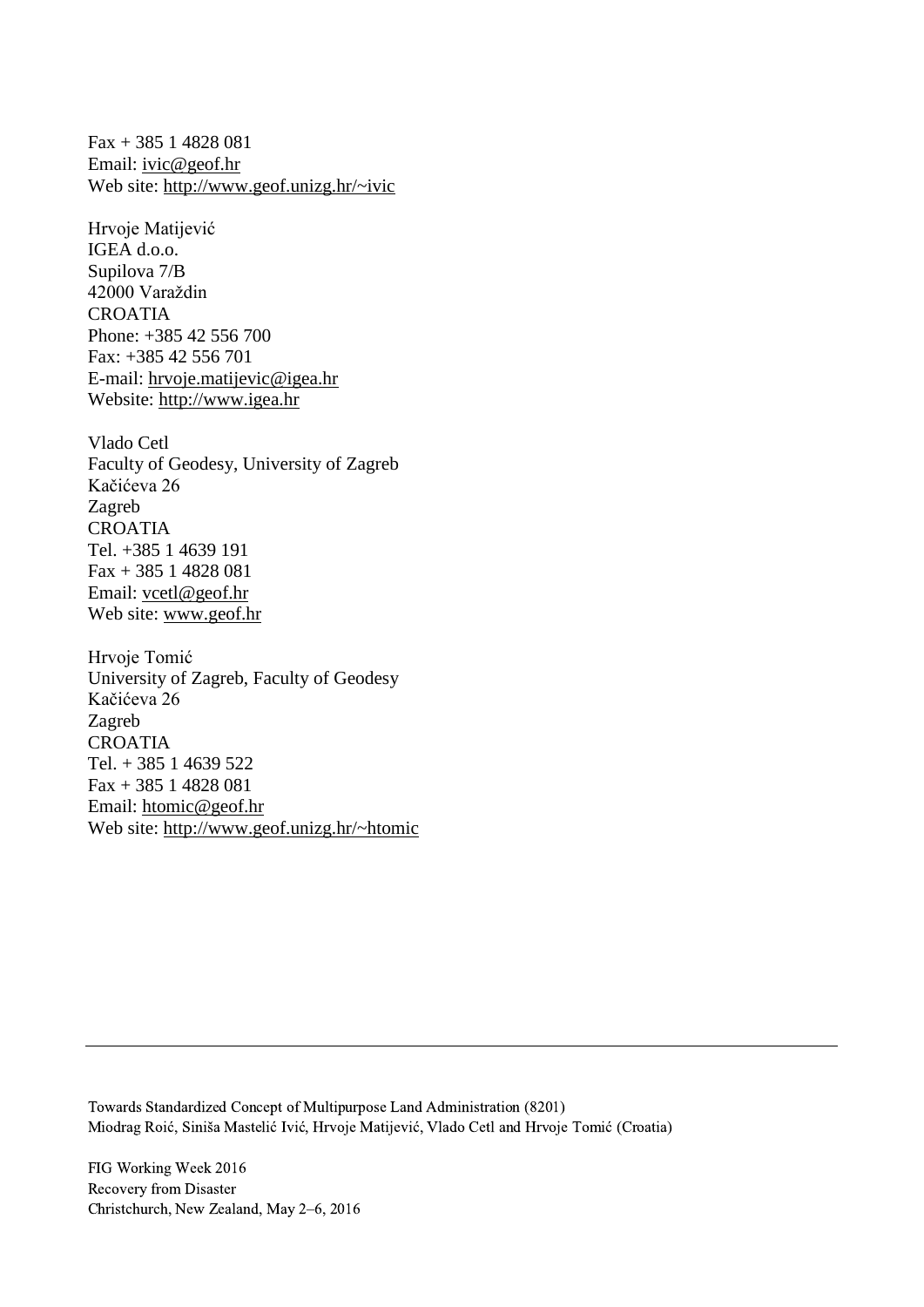Fax + 385 1 4828 081
Email: ivic@geof.hr
Web site: http://www.geof.unizg.hr/~ivic

Hrvoje Matijević
IGEA d.o.o.
Supilova 7/B
42000 Varaždin
CROATIA
Phone: +385 42 556 700
Fax: +385 42 556 701
E-mail: hrvoje.matijevic@igea.hr
Website: http://www.igea.hr

Vlado Cetl
Faculty of Geodesy, University of Zagreb
Kačićeva 26
Zagreb
CROATIA
Tel. +385 1 4639 191
Fax + 385 1 4828 081
Email: vcetl@geof.hr
Web site: www.geof.hr

Hrvoje Tomić
University of Zagreb, Faculty of Geodesy
Kačićeva 26
Zagreb
CROATIA
Tel. + 385 1 4639 522
Fax + 385 1 4828 081
Email: htomic@geof.hr
Web site: http://www.geof.unizg.hr/~htomic